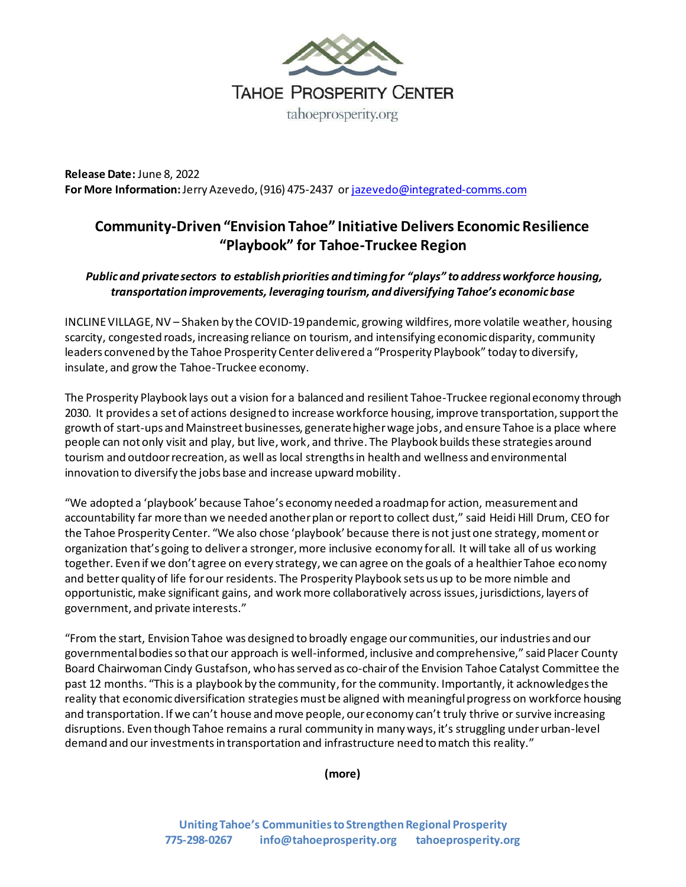TAHOE PROSPERITY CENTER

tahoeprosperity.org

**Release Date:** June 8, 2022
**For More Information:** Jerry Azevedo, (916) 475-2437 or jazevedo@integrated-comms.com

## Community-Driven "Envision Tahoe" Initiative Delivers Economic Resilience "Playbook" for Tahoe-Truckee Region

***Public and private sectors to establish priorities and timing for "plays" to address workforce housing, transportation improvements, leveraging tourism, and diversifying Tahoe's economic base***

INCLINE VILLAGE, NV – Shaken by the COVID-19 pandemic, growing wildfires, more volatile weather, housing scarcity, congested roads, increasing reliance on tourism, and intensifying economic disparity, community leaders convened by the Tahoe Prosperity Center delivered a "Prosperity Playbook" today to diversify, insulate, and grow the Tahoe-Truckee economy.

The Prosperity Playbook lays out a vision for a balanced and resilient Tahoe-Truckee regional economy through 2030. It provides a set of actions designed to increase workforce housing, improve transportation, support the growth of start-ups and Mainstreet businesses, generate higher wage jobs, and ensure Tahoe is a place where people can not only visit and play, but live, work, and thrive. The Playbook builds these strategies around tourism and outdoor recreation, as well as local strengths in health and wellness and environmental innovation to diversify the jobs base and increase upward mobility.

"We adopted a 'playbook' because Tahoe's economy needed a roadmap for action, measurement and accountability far more than we needed another plan or report to collect dust," said Heidi Hill Drum, CEO for the Tahoe Prosperity Center. "We also chose 'playbook' because there is not just one strategy, moment or organization that's going to deliver a stronger, more inclusive economy for all. It will take all of us working together. Even if we don't agree on every strategy, we can agree on the goals of a healthier Tahoe economy and better quality of life for our residents. The Prosperity Playbook sets us up to be more nimble and opportunistic, make significant gains, and work more collaboratively across issues, jurisdictions, layers of government, and private interests."

"From the start, Envision Tahoe was designed to broadly engage our communities, our industries and our governmental bodies so that our approach is well-informed, inclusive and comprehensive," said Placer County Board Chairwoman Cindy Gustafson, who has served as co-chair of the Envision Tahoe Catalyst Committee the past 12 months. "This is a playbook by the community, for the community. Importantly, it acknowledges the reality that economic diversification strategies must be aligned with meaningful progress on workforce housing and transportation. If we can't house and move people, our economy can't truly thrive or survive increasing disruptions. Even though Tahoe remains a rural community in many ways, it's struggling under urban-level demand and our investments in transportation and infrastructure need to match this reality."

**(more)**

**Uniting Tahoe's Communities to Strengthen Regional Prosperity**
**775-298-0267 info@tahoeprosperity.org tahoeprosperity.org**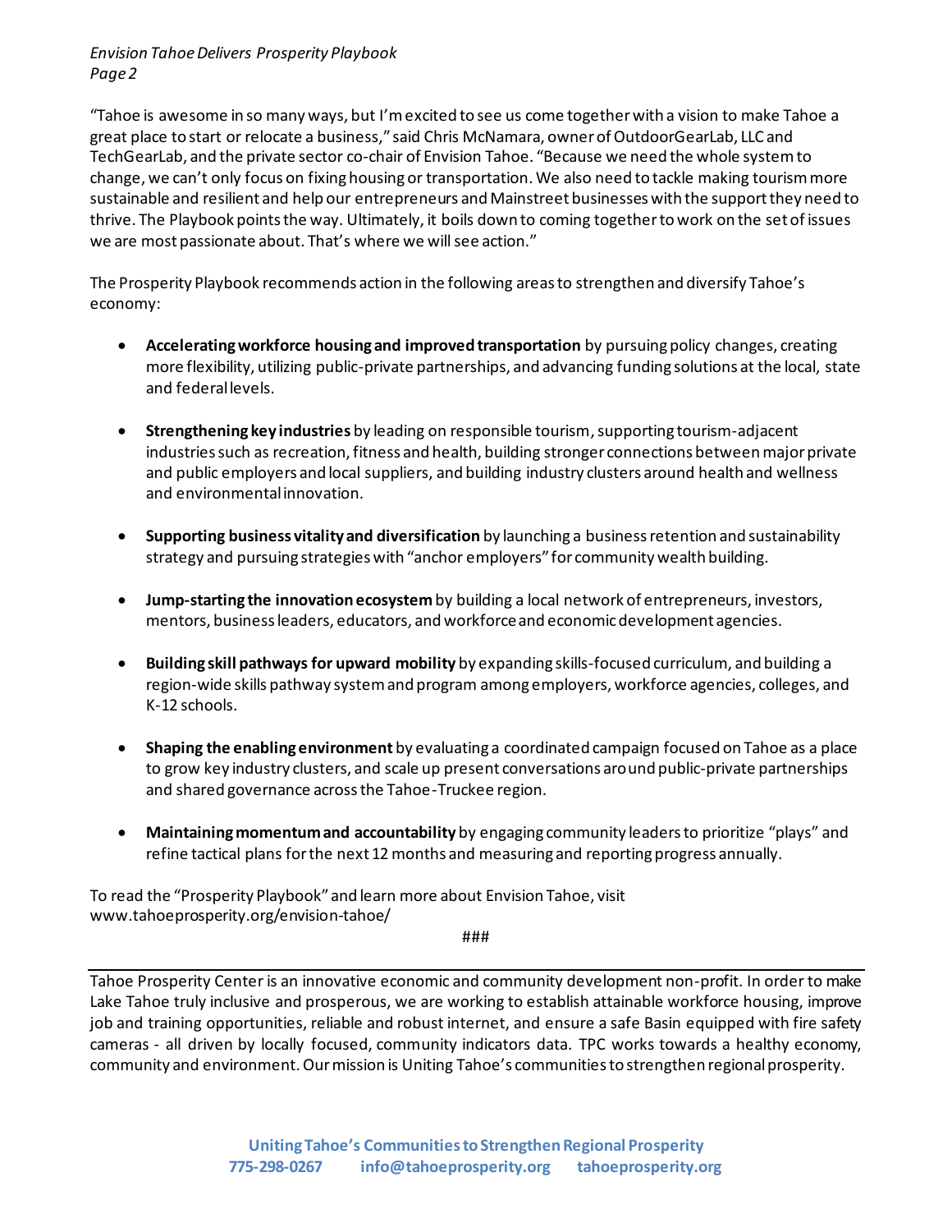"Tahoe is awesome in so many ways, but I'm excited to see us come together with a vision to make Tahoe a great place to start or relocate a business," said Chris McNamara, owner of OutdoorGearLab, LLC and TechGearLab, and the private sector co-chair of Envision Tahoe. "Because we need the whole system to change, we can't only focus on fixing housing or transportation. We also need to tackle making tourism more sustainable and resilient and help our entrepreneurs and Mainstreet businesses with the support they need to thrive. The Playbook points the way. Ultimately, it boils down to coming together to work on the set of issues we are most passionate about. That's where we will see action."

The Prosperity Playbook recommends action in the following areas to strengthen and diversify Tahoe's economy:

- **Accelerating workforce housing and improved transportation** by pursuing policy changes, creating more flexibility, utilizing public-private partnerships, and advancing funding solutions at the local, state and federal levels.

- **Strengthening key industries** by leading on responsible tourism, supporting tourism-adjacent industries such as recreation, fitness and health, building stronger connections between major private and public employers and local suppliers, and building industry clusters around health and wellness and environmental innovation.

- **Supporting business vitality and diversification** by launching a business retention and sustainability strategy and pursuing strategies with "anchor employers" for community wealth building.

- **Jump-starting the innovation ecosystem** by building a local network of entrepreneurs, investors, mentors, business leaders, educators, and workforce and economic development agencies.

- **Building skill pathways for upward mobility** by expanding skills-focused curriculum, and building a region-wide skills pathway system and program among employers, workforce agencies, colleges, and K-12 schools.

- **Shaping the enabling environment** by evaluating a coordinated campaign focused on Tahoe as a place to grow key industry clusters, and scale up present conversations around public-private partnerships and shared governance across the Tahoe-Truckee region.

- **Maintaining momentum and accountability** by engaging community leaders to prioritize "plays" and refine tactical plans for the next 12 months and measuring and reporting progress annually.

To read the "Prosperity Playbook" and learn more about Envision Tahoe, visit www.tahoeprosperity.org/envision-tahoe/

###

---

Tahoe Prosperity Center is an innovative economic and community development non-profit. In order to make Lake Tahoe truly inclusive and prosperous, we are working to establish attainable workforce housing, improve job and training opportunities, reliable and robust internet, and ensure a safe Basin equipped with fire safety cameras - all driven by locally focused, community indicators data. TPC works towards a healthy economy, community and environment. Our mission is Uniting Tahoe's communities to strengthen regional prosperity.

**Uniting Tahoe's Communities to Strengthen Regional Prosperity**
**775-298-0267 info@tahoeprosperity.org tahoeprosperity.org**